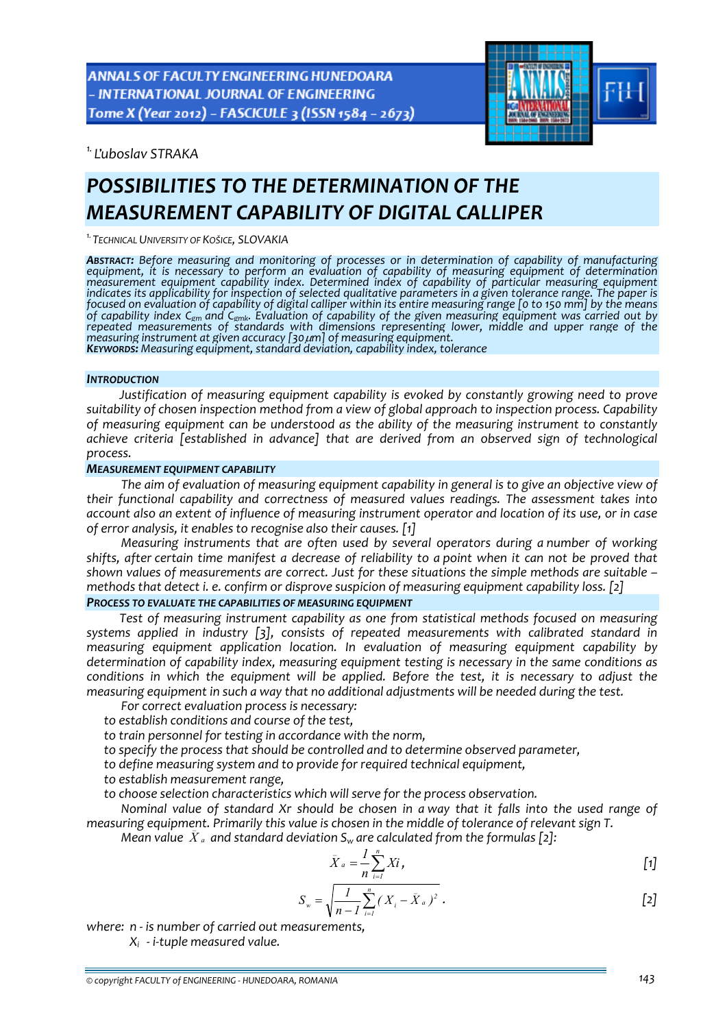[1.] Ľuboslav STRAKA

# POSSIBILITIES TO THE DETERMINATION OF THE MEASUREMENT CAPABILITY OF DIGITAL CALLIPER

[1.] TECHNICAL UNIVERSITY OF KOŠICE, SLOVAKIA

***ABSTRACT:*** *Before measuring and monitoring of processes or in determination of capability of manufacturing equipment, it is necessary to perform an evaluation of capability of measuring equipment of determination measurement equipment capability index. Determined index of capability of particular measuring equipment indicates its applicability for inspection of selected qualitative parameters in a given tolerance range. The paper is focused on evaluation of capability of digital calliper within its entire measuring range [0 to 150 mm] by the means of capability index $C_{gm}$ and $C_{gmk}$. Evaluation of capability of the given measuring equipment was carried out by repeated measurements of standards with dimensions representing lower, middle and upper range of the measuring instrument at given accuracy [30 μm] of measuring equipment.*
***KEYWORDS:*** *Measuring equipment, standard deviation, capability index, tolerance*

## INTRODUCTION

*Justification of measuring equipment capability is evoked by constantly growing need to prove suitability of chosen inspection method from a view of global approach to inspection process. Capability of measuring equipment can be understood as the ability of the measuring instrument to constantly achieve criteria [established in advance] that are derived from an observed sign of technological process.*

## MEASUREMENT EQUIPMENT CAPABILITY

*The aim of evaluation of measuring equipment capability in general is to give an objective view of their functional capability and correctness of measured values readings. The assessment takes into account also an extent of influence of measuring instrument operator and location of its use, or in case of error analysis, it enables to recognise also their causes. [1]*

*Measuring instruments that are often used by several operators during a number of working shifts, after certain time manifest a decrease of reliability to a point when it can not be proved that shown values of measurements are correct. Just for these situations the simple methods are suitable – methods that detect i. e. confirm or disprove suspicion of measuring equipment capability loss. [2]*

## PROCESS TO EVALUATE THE CAPABILITIES OF MEASURING EQUIPMENT

*Test of measuring instrument capability as one from statistical methods focused on measuring systems applied in industry [3], consists of repeated measurements with calibrated standard in measuring equipment application location. In evaluation of measuring equipment capability by determination of capability index, measuring equipment testing is necessary in the same conditions as conditions in which the equipment will be applied. Before the test, it is necessary to adjust the measuring equipment in such a way that no additional adjustments will be needed during the test.*

*For correct evaluation process is necessary:*

- *to establish conditions and course of the test,*
- *to train personnel for testing in accordance with the norm,*
- *to specify the process that should be controlled and to determine observed parameter,*
- *to define measuring system and to provide for required technical equipment,*
- *to establish measurement range,*
- *to choose selection characteristics which will serve for the process observation.*

*Nominal value of standard Xr should be chosen in a way that it falls into the used range of measuring equipment. Primarily this value is chosen in the middle of tolerance of relevant sign T.*

*Mean value $\bar{X}_a$ and standard deviation $S_w$ are calculated from the formulas [2]:*

$$\bar{X}_a = \frac{1}{n}\sum_{i=1}^{n} Xi, \qquad [1]$$

$$S_w = \sqrt{\frac{1}{n-1}\sum_{i=1}^{n}(X_i - \bar{X}_a)^2}. \qquad [2]$$

*where: n - is number of carried out measurements,*
*$X_i$ - i-tuple measured value.*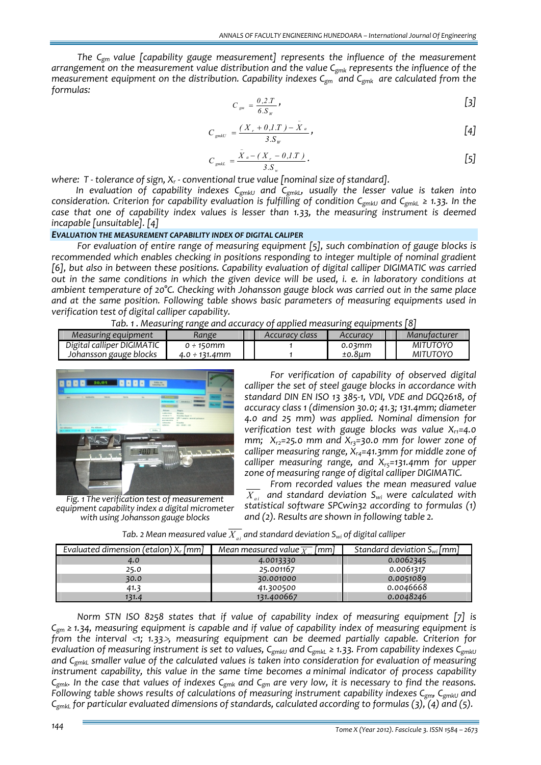The $C_{gm}$ value [capability gauge measurement] represents the influence of the measurement arrangement on the measurement value distribution and the value $C_{gmk}$ represents the influence of the measurement equipment on the distribution. Capability indexes $C_{gm}$ and $C_{gmk}$ are calculated from the formulas:

$$C_{gm} = \frac{0{,}2.T}{6.S_W}, \qquad [3]$$

$$C_{gmkU} = \frac{(X_r + 0{,}1.T) - \bar{X}_a}{3.S_W}, \qquad [4]$$

$$C_{gmkL} = \frac{\bar{X}_a - (X_r - 0{,}1.T)}{3.S_w}. \qquad [5]$$

where: $T$ - tolerance of sign, $X_r$ - conventional true value [nominal size of standard].

In evaluation of capability indexes $C_{gmkU}$ and $C_{gmkL}$, usually the lesser value is taken into consideration. Criterion for capability evaluation is fulfilling of condition $C_{gmkU}$ and $C_{gmkL} \geq 1.33$. In the case that one of capability index values is lesser than 1.33, the measuring instrument is deemed incapable [unsuitable]. [4]

**EVALUATION THE MEASUREMENT CAPABILITY INDEX OF DIGITAL CALIPER**

For evaluation of entire range of measuring equipment [5], such combination of gauge blocks is recommended which enables checking in positions responding to integer multiple of nominal gradient [6], but also in between these positions. Capability evaluation of digital calliper DIGIMATIC was carried out in the same conditions in which the given device will be used, i. e. in laboratory conditions at ambient temperature of 20°C. Checking with Johansson gauge block was carried out in the same place and at the same position. Following table shows basic parameters of measuring equipments used in verification test of digital calliper capability.

Tab. 1 . Measuring range and accuracy of applied measuring equipments [8]

| Measuring equipment | Range | Accuracy class | Accuracy | Manufacturer |
|---|---|---|---|---|
| Digital calliper DIGIMATIC | 0 ÷ 150mm | 1 | 0.03mm | MITUTOYO |
| Johansson gauge blocks | 4.0 ÷ 131.4mm | 1 | ±0.8μm | MITUTOYO |

Fig. 1 The verification test of measurement equipment capability index a digital micrometer with using Johansson gauge blocks

For verification of capability of observed digital calliper the set of steel gauge blocks in accordance with standard DIN EN ISO 13 385-1, VDI, VDE and DGQ2618, of accuracy class 1 (dimension 30.0; 41.3; 131.4mm; diameter 4.0 and 25 mm) was applied. Nominal dimension for verification test with gauge blocks was value $X_{r1}$=4.0 mm; $X_{r2}$=25.0 mm and $X_{r3}$=30.0 mm for lower zone of calliper measuring range, $X_{r4}$=41.3mm for middle zone of calliper measuring range, and $X_{r5}$=131.4mm for upper zone of measuring range of digital calliper DIGIMATIC.

From recorded values the mean measured value $\overline{X_{ai}}$ and standard deviation $S_{wi}$ were calculated with statistical software SPCwin32 according to formulas (1) and (2). Results are shown in following table 2.

Tab. 2 Mean measured value $\overline{X_{ai}}$ and standard deviation $S_{wi}$ of digital calliper

| Evaluated dimension (etalon) $X_r$ [mm] | Mean measured value $\overline{X_{ai}}$ [mm] | Standard deviation $S_{wi}$ [mm] |
|---|---|---|
| 4.0 | 4.0013330 | 0.0062345 |
| 25.0 | 25.001167 | 0.0061317 |
| 30.0 | 30.001000 | 0.0051089 |
| 41.3 | 41.300500 | 0.0046668 |
| 131.4 | 131.400667 | 0.0048246 |

Norm STN ISO 8258 states that if value of capability index of measuring equipment [7] is $C_{gm} \geq 1.34$, measuring equipment is capable and if value of capability index of measuring equipment is from the interval <1; 1.33>, measuring equipment can be deemed partially capable. Criterion for evaluation of measuring instrument is set to values, $C_{gmkU}$ and $C_{gmkL} \geq 1.33$. From capability indexes $C_{gmkU}$ and $C_{gmkL}$ smaller value of the calculated values is taken into consideration for evaluation of measuring instrument capability, this value in the same time becomes a minimal indicator of process capability $C_{gmk}$. In the case that values of indexes $C_{gmk}$ and $C_{gm}$ are very low, it is necessary to find the reasons. Following table shows results of calculations of measuring instrument capability indexes $C_{gm}$, $C_{gmkU}$ and $C_{gmkL}$ for particular evaluated dimensions of standards, calculated according to formulas (3), (4) and (5).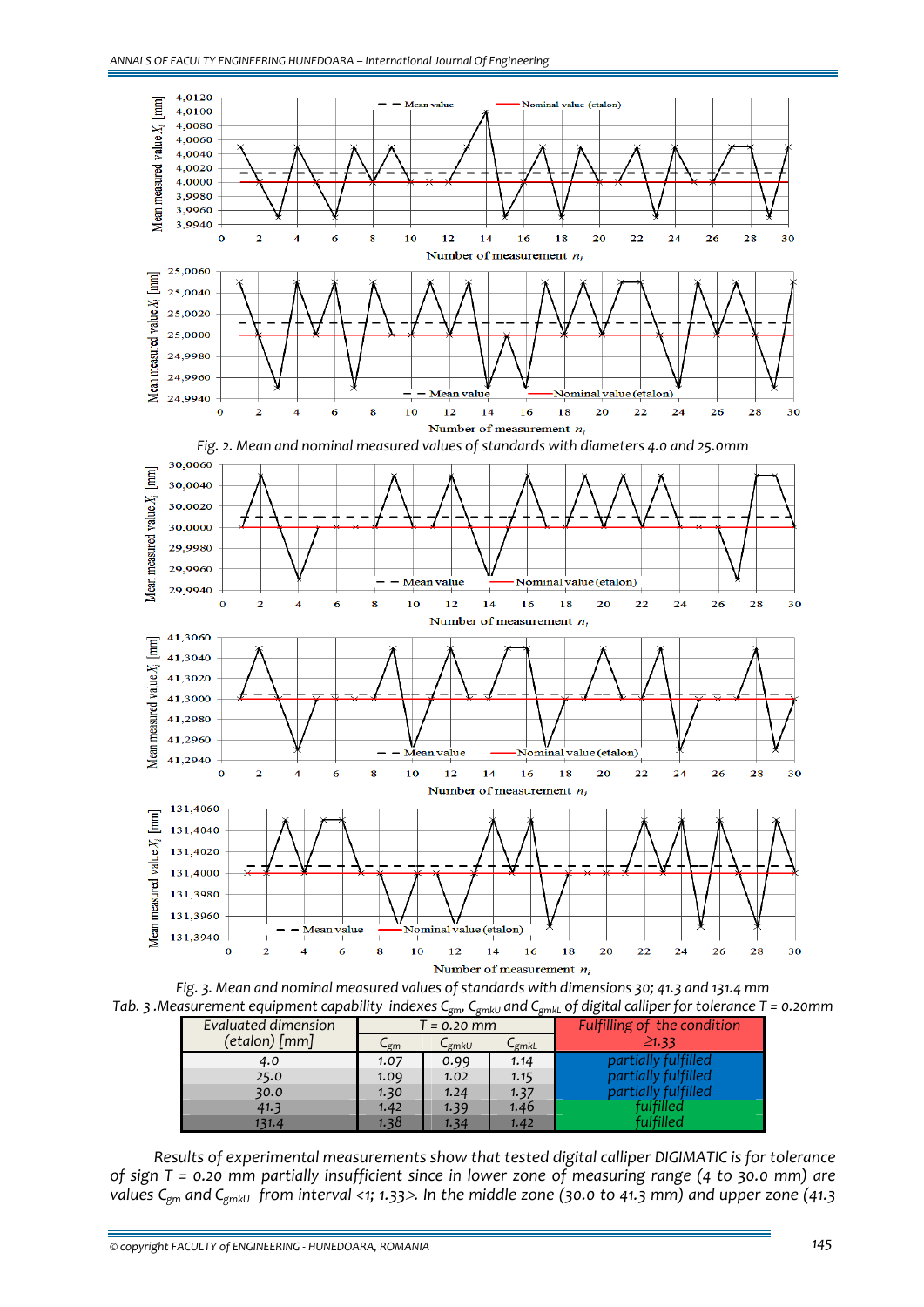Fig. 2. Mean and nominal measured values of standards with diameters 4.0 and 25.0mm

Fig. 3. Mean and nominal measured values of standards with dimensions 30; 41.3 and 131.4 mm

Tab. 3 .Measurement equipment capability indexes $C_{gm}$, $C_{gmkU}$ and $C_{gmkL}$ of digital calliper for tolerance T = 0.20mm

| Evaluated dimension (etalon) [mm] | T = 0.20 mm | | | Fulfilling of the condition ≥1.33 |
|---|---|---|---|---|
| | $C_{gm}$ | $C_{gmkU}$ | $C_{gmkL}$ | |
| 4.0 | 1.07 | 0.99 | 1.14 | partially fulfilled |
| 25.0 | 1.09 | 1.02 | 1.15 | partially fulfilled |
| 30.0 | 1.30 | 1.24 | 1.37 | partially fulfilled |
| 41.3 | 1.42 | 1.39 | 1.46 | fulfilled |
| 131.4 | 1.38 | 1.34 | 1.42 | fulfilled |

Results of experimental measurements show that tested digital calliper DIGIMATIC is for tolerance of sign T = 0.20 mm partially insufficient since in lower zone of measuring range (4 to 30.0 mm) are values $C_{gm}$ and $C_{gmkU}$ from interval <1; 1.33>. In the middle zone (30.0 to 41.3 mm) and upper zone (41.3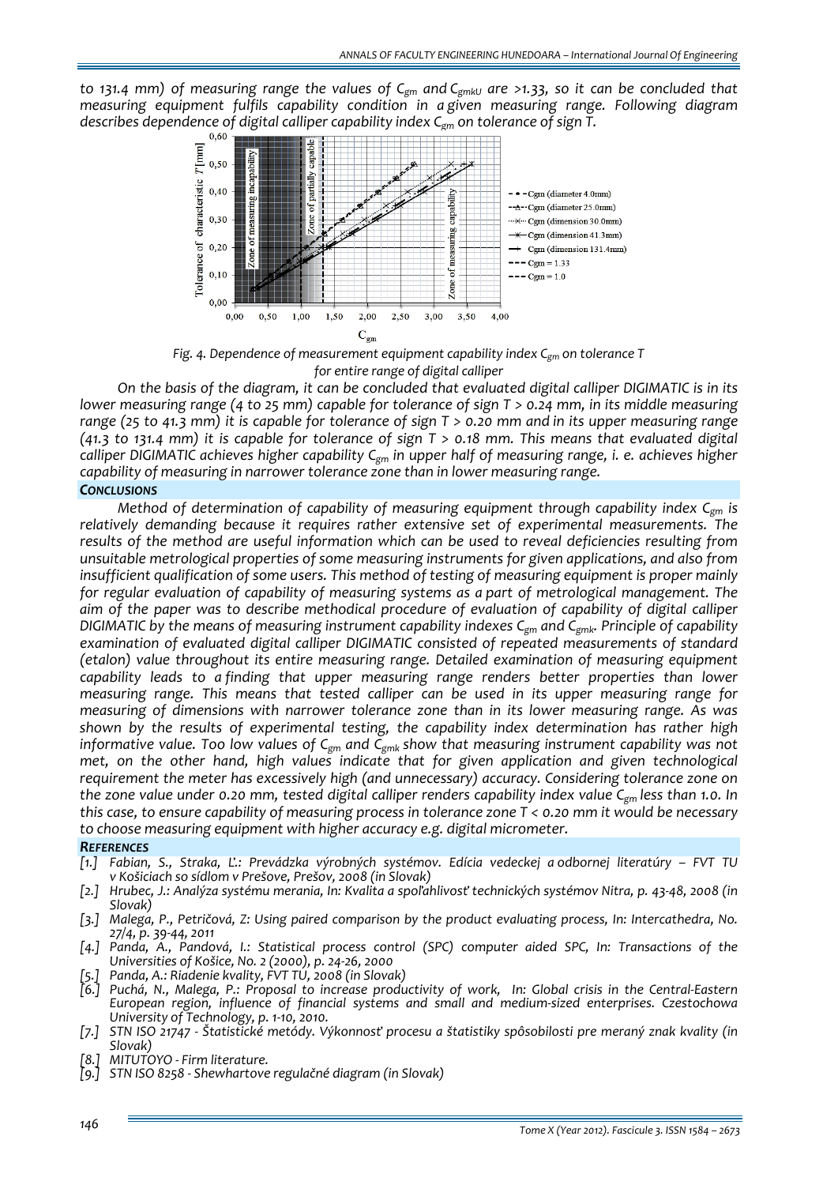to 131.4 mm) of measuring range the values of $C_{gm}$ and $C_{gmkU}$ are >1.33, so it can be concluded that measuring equipment fulfils capability condition in a given measuring range. Following diagram describes dependence of digital calliper capability index $C_{gm}$ on tolerance of sign T.

Tolerance of characteristic T [mm]

0,60
0,50
0,40
0,30
0,20
0,10
0,00

0,00 0,50 1,00 1,50 2,00 2,50 3,00 3,50 4,00

$C_{gm}$

Zone of measuring incapability

Zone of partially capable

Zone of measuring capability

Cgm (diameter 4.0mm)
Cgm (diameter 25.0mm)
Cgm (dimension 30.0mm)
Cgm (dimension 41.3mm)
Cgm (dimension 131.4mm)
Cgm = 1.33
Cgm = 1.0

*Fig. 4. Dependence of measurement equipment capability index $C_{gm}$ on tolerance T for entire range of digital calliper*

*On the basis of the diagram, it can be concluded that evaluated digital calliper DIGIMATIC is in its lower measuring range (4 to 25 mm) capable for tolerance of sign T > 0.24 mm, in its middle measuring range (25 to 41.3 mm) it is capable for tolerance of sign T > 0.20 mm and in its upper measuring range (41.3 to 131.4 mm) it is capable for tolerance of sign T > 0.18 mm. This means that evaluated digital calliper DIGIMATIC achieves higher capability $C_{gm}$ in upper half of measuring range, i. e. achieves higher capability of measuring in narrower tolerance zone than in lower measuring range.*

## CONCLUSIONS

*Method of determination of capability of measuring equipment through capability index $C_{gm}$ is relatively demanding because it requires rather extensive set of experimental measurements. The results of the method are useful information which can be used to reveal deficiencies resulting from unsuitable metrological properties of some measuring instruments for given applications, and also from insufficient qualification of some users. This method of testing of measuring equipment is proper mainly for regular evaluation of capability of measuring systems as a part of metrological management. The aim of the paper was to describe methodical procedure of evaluation of capability of digital calliper DIGIMATIC by the means of measuring instrument capability indexes $C_{gm}$ and $C_{gmk}$. Principle of capability examination of evaluated digital calliper DIGIMATIC consisted of repeated measurements of standard (etalon) value throughout its entire measuring range. Detailed examination of measuring equipment capability leads to a finding that upper measuring range renders better properties than lower measuring range. This means that tested calliper can be used in its upper measuring range for measuring of dimensions with narrower tolerance zone than in its lower measuring range. As was shown by the results of experimental testing, the capability index determination has rather high informative value. Too low values of $C_{gm}$ and $C_{gmk}$ show that measuring instrument capability was not met, on the other hand, high values indicate that for given application and given technological requirement the meter has excessively high (and unnecessary) accuracy. Considering tolerance zone on the zone value under 0.20 mm, tested digital calliper renders capability index value $C_{gm}$ less than 1.0. In this case, to ensure capability of measuring process in tolerance zone T < 0.20 mm it would be necessary to choose measuring equipment with higher accuracy e.g. digital micrometer.*

## REFERENCES

[1.] *Fabian, S., Straka, Ľ.: Prevádzka výrobných systémov. Edícia vedeckej a odbornej literatúry – FVT TU v Košiciach so sídlom v Prešove, Prešov, 2008 (in Slovak)*

[2.] *Hrubec, J.: Analýza systému merania, In: Kvalita a spoľahlivosť technických systémov Nitra, p. 43-48, 2008 (in Slovak)*

[3.] *Malega, P., Petričová, Z: Using paired comparison by the product evaluating process, In: Intercathedra, No. 27/4, p. 39-44, 2011*

[4.] *Panda, A., Pandová, I.: Statistical process control (SPC) computer aided SPC, In: Transactions of the Universities of Košice, No. 2 (2000), p. 24-26, 2000*

[5.] *Panda, A.: Riadenie kvality, FVT TU, 2008 (in Slovak)*

[6.] *Puchá, N., Malega, P.: Proposal to increase productivity of work, In: Global crisis in the Central-Eastern European region, influence of financial systems and small and medium-sized enterprises. Czestochowa University of Technology, p. 1-10, 2010.*

[7.] *STN ISO 21747 - Štatistické metódy. Výkonnosť procesu a štatistiky spôsobilosti pre meraný znak kvality (in Slovak)*

[8.] *MITUTOYO - Firm literature.*

[9.] *STN ISO 8258 - Shewhartove regulačné diagram (in Slovak)*